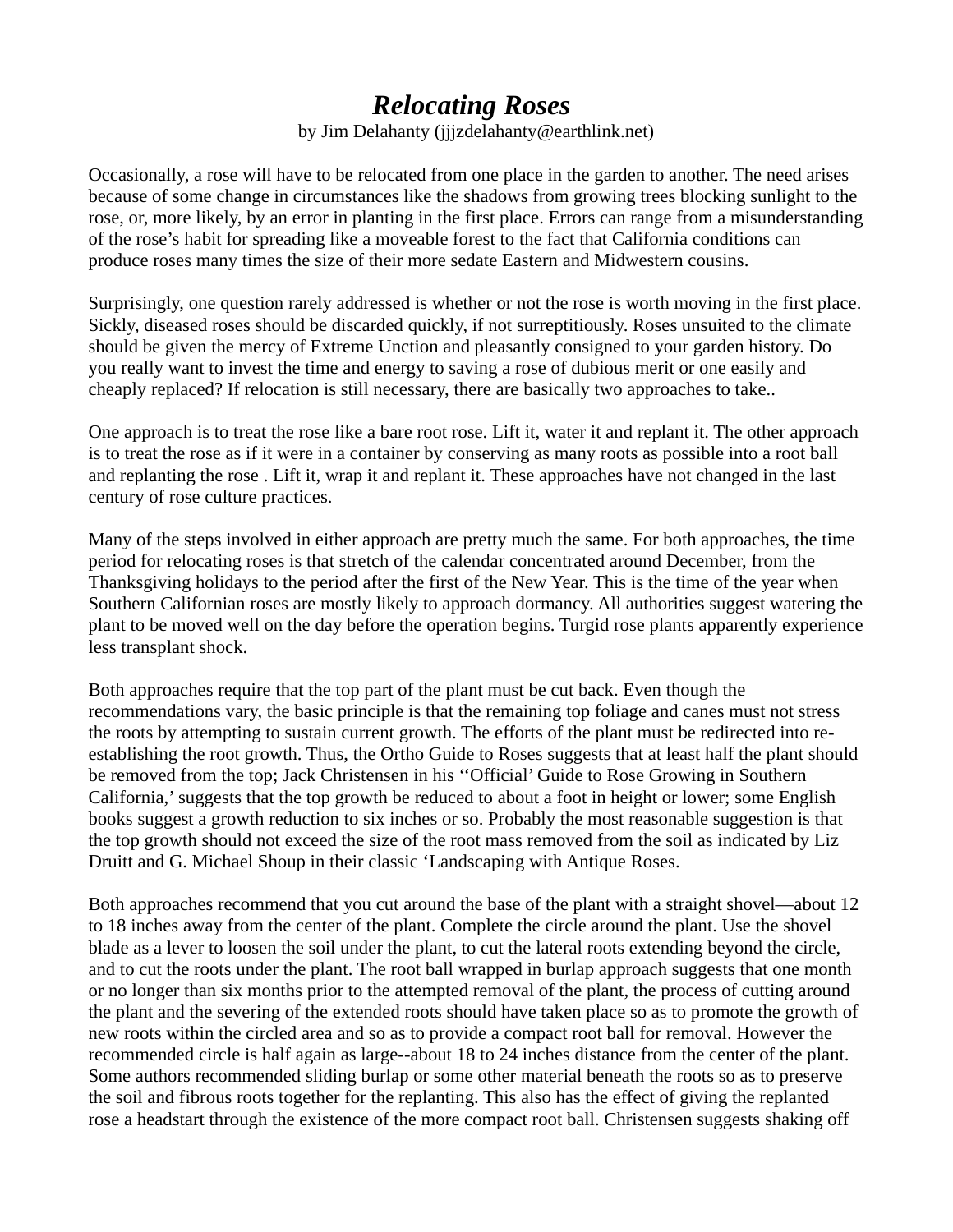# *Relocating Roses*

by Jim Delahanty (jjjzdelahanty@earthlink.net)

Occasionally, a rose will have to be relocated from one place in the garden to another. The need arises because of some change in circumstances like the shadows from growing trees blocking sunlight to the rose, or, more likely, by an error in planting in the first place. Errors can range from a misunderstanding of the rose's habit for spreading like a moveable forest to the fact that California conditions can produce roses many times the size of their more sedate Eastern and Midwestern cousins.

Surprisingly, one question rarely addressed is whether or not the rose is worth moving in the first place. Sickly, diseased roses should be discarded quickly, if not surreptitiously. Roses unsuited to the climate should be given the mercy of Extreme Unction and pleasantly consigned to your garden history. Do you really want to invest the time and energy to saving a rose of dubious merit or one easily and cheaply replaced? If relocation is still necessary, there are basically two approaches to take..

One approach is to treat the rose like a bare root rose. Lift it, water it and replant it. The other approach is to treat the rose as if it were in a container by conserving as many roots as possible into a root ball and replanting the rose . Lift it, wrap it and replant it. These approaches have not changed in the last century of rose culture practices.

Many of the steps involved in either approach are pretty much the same. For both approaches, the time period for relocating roses is that stretch of the calendar concentrated around December, from the Thanksgiving holidays to the period after the first of the New Year. This is the time of the year when Southern Californian roses are mostly likely to approach dormancy. All authorities suggest watering the plant to be moved well on the day before the operation begins. Turgid rose plants apparently experience less transplant shock.

Both approaches require that the top part of the plant must be cut back. Even though the recommendations vary, the basic principle is that the remaining top foliage and canes must not stress the roots by attempting to sustain current growth. The efforts of the plant must be redirected into re-establishing the root growth. Thus, the Ortho Guide to Roses suggests that at least half the plant should be removed from the top; Jack Christensen in his ''Official' Guide to Rose Growing in Southern California,' suggests that the top growth be reduced to about a foot in height or lower; some English books suggest a growth reduction to six inches or so. Probably the most reasonable suggestion is that the top growth should not exceed the size of the root mass removed from the soil as indicated by Liz Druitt and G. Michael Shoup in their classic 'Landscaping with Antique Roses.

Both approaches recommend that you cut around the base of the plant with a straight shovel—about 12 to 18 inches away from the center of the plant. Complete the circle around the plant. Use the shovel blade as a lever to loosen the soil under the plant, to cut the lateral roots extending beyond the circle, and to cut the roots under the plant. The root ball wrapped in burlap approach suggests that one month or no longer than six months prior to the attempted removal of the plant, the process of cutting around the plant and the severing of the extended roots should have taken place so as to promote the growth of new roots within the circled area and so as to provide a compact root ball for removal. However the recommended circle is half again as large--about 18 to 24 inches distance from the center of the plant. Some authors recommended sliding burlap or some other material beneath the roots so as to preserve the soil and fibrous roots together for the replanting. This also has the effect of giving the replanted rose a headstart through the existence of the more compact root ball. Christensen suggests shaking off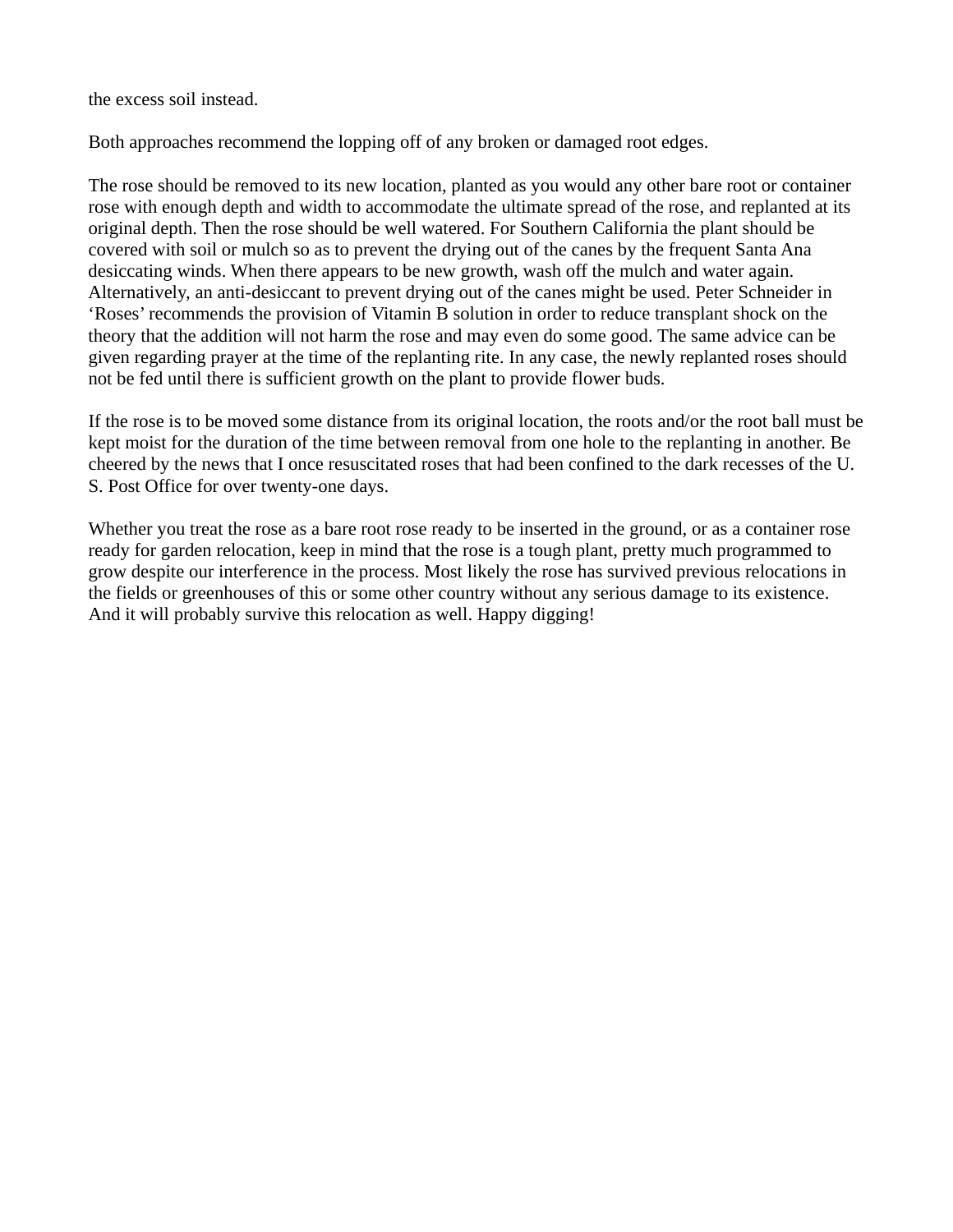the excess soil instead.

Both approaches recommend the lopping off of any broken or damaged root edges.

The rose should be removed to its new location, planted as you would any other bare root or container rose with enough depth and width to accommodate the ultimate spread of the rose, and replanted at its original depth. Then the rose should be well watered. For Southern California the plant should be covered with soil or mulch so as to prevent the drying out of the canes by the frequent Santa Ana desiccating winds. When there appears to be new growth, wash off the mulch and water again. Alternatively, an anti-desiccant to prevent drying out of the canes might be used. Peter Schneider in 'Roses' recommends the provision of Vitamin B solution in order to reduce transplant shock on the theory that the addition will not harm the rose and may even do some good. The same advice can be given regarding prayer at the time of the replanting rite. In any case, the newly replanted roses should not be fed until there is sufficient growth on the plant to provide flower buds.

If the rose is to be moved some distance from its original location, the roots and/or the root ball must be kept moist for the duration of the time between removal from one hole to the replanting in another. Be cheered by the news that I once resuscitated roses that had been confined to the dark recesses of the U. S. Post Office for over twenty-one days.

Whether you treat the rose as a bare root rose ready to be inserted in the ground, or as a container rose ready for garden relocation, keep in mind that the rose is a tough plant, pretty much programmed to grow despite our interference in the process. Most likely the rose has survived previous relocations in the fields or greenhouses of this or some other country without any serious damage to its existence. And it will probably survive this relocation as well. Happy digging!